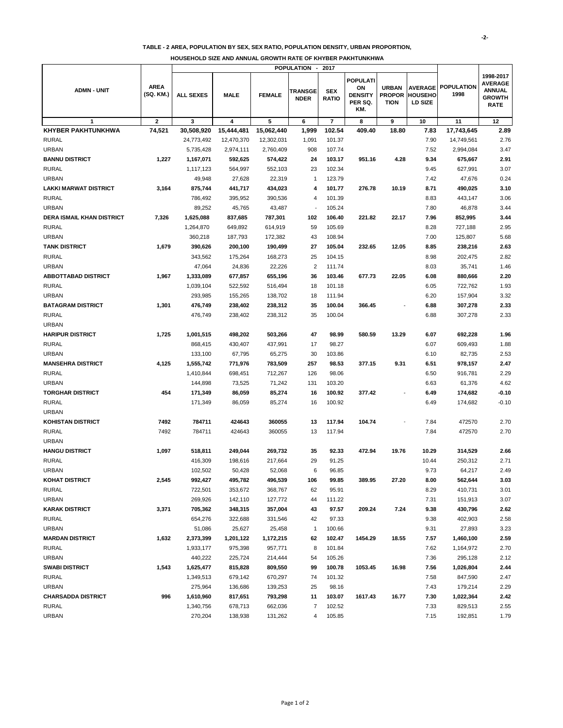**TABLE - 2 AREA, POPULATION BY SEX, SEX RATIO, POPULATION DENSITY, URBAN PROPORTION,**

**HOUSEHOLD SIZE AND ANNUAL GROWTH RATE OF KHYBER PAKHTUNKHWA**

| ADMN - UNIT | AREA (SQ. KM.) | POPULATION - 2017 | | | | | | | | POPULATION 1998 | 1998-2017 AVERAGE ANNUAL GROWTH RATE |
|---|---|---|---|---|---|---|---|---|---|---|---|
| | | ALL SEXES | MALE | FEMALE | TRANSGENDER | SEX RATIO | POPULATION DENSITY PER SQ. KM. | URBAN PROPORTION | AVERAGE HOUSEHOLD SIZE | | |
| 1 | 2 | 3 | 4 | 5 | 6 | 7 | 8 | 9 | 10 | 11 | 12 |
| **KHYBER PAKHTUNKHWA** | **74,521** | **30,508,920** | **15,444,481** | **15,062,440** | **1,999** | **102.54** | **409.40** | **18.80** | **7.83** | **17,743,645** | **2.89** |
| RURAL | | 24,773,492 | 12,470,370 | 12,302,031 | 1,091 | 101.37 | | | 7.90 | 14,749,561 | 2.76 |
| URBAN | | 5,735,428 | 2,974,111 | 2,760,409 | 908 | 107.74 | | | 7.52 | 2,994,084 | 3.47 |
| **BANNU DISTRICT** | **1,227** | **1,167,071** | **592,625** | **574,422** | **24** | **103.17** | **951.16** | **4.28** | **9.34** | **675,667** | **2.91** |
| RURAL | | 1,117,123 | 564,997 | 552,103 | 23 | 102.34 | | | 9.45 | 627,991 | 3.07 |
| URBAN | | 49,948 | 27,628 | 22,319 | 1 | 123.79 | | | 7.42 | 47,676 | 0.24 |
| **LAKKI MARWAT DISTRICT** | **3,164** | **875,744** | **441,717** | **434,023** | **4** | **101.77** | **276.78** | **10.19** | **8.71** | **490,025** | **3.10** |
| RURAL | | 786,492 | 395,952 | 390,536 | 4 | 101.39 | | | 8.83 | 443,147 | 3.06 |
| URBAN | | 89,252 | 45,765 | 43,487 | - | 105.24 | | | 7.80 | 46,878 | 3.44 |
| **DERA ISMAIL KHAN DISTRICT** | **7,326** | **1,625,088** | **837,685** | **787,301** | **102** | **106.40** | **221.82** | **22.17** | **7.96** | **852,995** | **3.44** |
| RURAL | | 1,264,870 | 649,892 | 614,919 | 59 | 105.69 | | | 8.28 | 727,188 | 2.95 |
| URBAN | | 360,218 | 187,793 | 172,382 | 43 | 108.94 | | | 7.00 | 125,807 | 5.68 |
| **TANK DISTRICT** | **1,679** | **390,626** | **200,100** | **190,499** | **27** | **105.04** | **232.65** | **12.05** | **8.85** | **238,216** | **2.63** |
| RURAL | | 343,562 | 175,264 | 168,273 | 25 | 104.15 | | | 8.98 | 202,475 | 2.82 |
| URBAN | | 47,064 | 24,836 | 22,226 | 2 | 111.74 | | | 8.03 | 35,741 | 1.46 |
| **ABBOTTABAD DISTRICT** | **1,967** | **1,333,089** | **677,857** | **655,196** | **36** | **103.46** | **677.73** | **22.05** | **6.08** | **880,666** | **2.20** |
| RURAL | | 1,039,104 | 522,592 | 516,494 | 18 | 101.18 | | | 6.05 | 722,762 | 1.93 |
| URBAN | | 293,985 | 155,265 | 138,702 | 18 | 111.94 | | | 6.20 | 157,904 | 3.32 |
| **BATAGRAM DISTRICT** | **1,301** | **476,749** | **238,402** | **238,312** | **35** | **100.04** | **366.45** | - | **6.88** | **307,278** | **2.33** |
| RURAL | | 476,749 | 238,402 | 238,312 | 35 | 100.04 | | | 6.88 | 307,278 | 2.33 |
| URBAN | | | | | | | | | | | |
| **HARIPUR DISTRICT** | **1,725** | **1,001,515** | **498,202** | **503,266** | **47** | **98.99** | **580.59** | **13.29** | **6.07** | **692,228** | **1.96** |
| RURAL | | 868,415 | 430,407 | 437,991 | 17 | 98.27 | | | 6.07 | 609,493 | 1.88 |
| URBAN | | 133,100 | 67,795 | 65,275 | 30 | 103.86 | | | 6.10 | 82,735 | 2.53 |
| **MANSEHRA DISTRICT** | **4,125** | **1,555,742** | **771,976** | **783,509** | **257** | **98.53** | **377.15** | **9.31** | **6.51** | **978,157** | **2.47** |
| RURAL | | 1,410,844 | 698,451 | 712,267 | 126 | 98.06 | | | 6.50 | 916,781 | 2.29 |
| URBAN | | 144,898 | 73,525 | 71,242 | 131 | 103.20 | | | 6.63 | 61,376 | 4.62 |
| **TORGHAR DISTRICT** | **454** | **171,349** | **86,059** | **85,274** | **16** | **100.92** | **377.42** | - | **6.49** | **174,682** | **-0.10** |
| RURAL | | 171,349 | 86,059 | 85,274 | 16 | 100.92 | | | 6.49 | 174,682 | -0.10 |
| URBAN | | | | | | | | | | | |
| **KOHISTAN DISTRICT** | **7492** | **784711** | **424643** | **360055** | **13** | **117.94** | **104.74** | - | 7.84 | 472570 | 2.70 |
| RURAL | 7492 | 784711 | 424643 | 360055 | 13 | 117.94 | | | 7.84 | 472570 | 2.70 |
| URBAN | | | | | | | | | | | |
| **HANGU DISTRICT** | **1,097** | **518,811** | **249,044** | **269,732** | **35** | **92.33** | **472.94** | **19.76** | **10.29** | **314,529** | **2.66** |
| RURAL | | 416,309 | 198,616 | 217,664 | 29 | 91.25 | | | 10.44 | 250,312 | 2.71 |
| URBAN | | 102,502 | 50,428 | 52,068 | 6 | 96.85 | | | 9.73 | 64,217 | 2.49 |
| **KOHAT DISTRICT** | **2,545** | **992,427** | **495,782** | **496,539** | **106** | **99.85** | **389.95** | **27.20** | **8.00** | **562,644** | **3.03** |
| RURAL | | 722,501 | 353,672 | 368,767 | 62 | 95.91 | | | 8.29 | 410,731 | 3.01 |
| URBAN | | 269,926 | 142,110 | 127,772 | 44 | 111.22 | | | 7.31 | 151,913 | 3.07 |
| **KARAK DISTRICT** | **3,371** | **705,362** | **348,315** | **357,004** | **43** | **97.57** | **209.24** | **7.24** | **9.38** | **430,796** | **2.62** |
| RURAL | | 654,276 | 322,688 | 331,546 | 42 | 97.33 | | | 9.38 | 402,903 | 2.58 |
| URBAN | | 51,086 | 25,627 | 25,458 | 1 | 100.66 | | | 9.31 | 27,893 | 3.23 |
| **MARDAN DISTRICT** | **1,632** | **2,373,399** | **1,201,122** | **1,172,215** | **62** | **102.47** | **1454.29** | **18.55** | **7.57** | **1,460,100** | **2.59** |
| RURAL | | 1,933,177 | 975,398 | 957,771 | 8 | 101.84 | | | 7.62 | 1,164,972 | 2.70 |
| URBAN | | 440,222 | 225,724 | 214,444 | 54 | 105.26 | | | 7.36 | 295,128 | 2.12 |
| **SWABI DISTRICT** | **1,543** | **1,625,477** | **815,828** | **809,550** | **99** | **100.78** | **1053.45** | **16.98** | **7.56** | **1,026,804** | **2.44** |
| RURAL | | 1,349,513 | 679,142 | 670,297 | 74 | 101.32 | | | 7.58 | 847,590 | 2.47 |
| URBAN | | 275,964 | 136,686 | 139,253 | 25 | 98.16 | | | 7.43 | 179,214 | 2.29 |
| **CHARSADDA DISTRICT** | **996** | **1,610,960** | **817,651** | **793,298** | **11** | **103.07** | **1617.43** | **16.77** | **7.30** | **1,022,364** | **2.42** |
| RURAL | | 1,340,756 | 678,713 | 662,036 | 7 | 102.52 | | | 7.33 | 829,513 | 2.55 |
| URBAN | | 270,204 | 138,938 | 131,262 | 4 | 105.85 | | | 7.15 | 192,851 | 1.79 |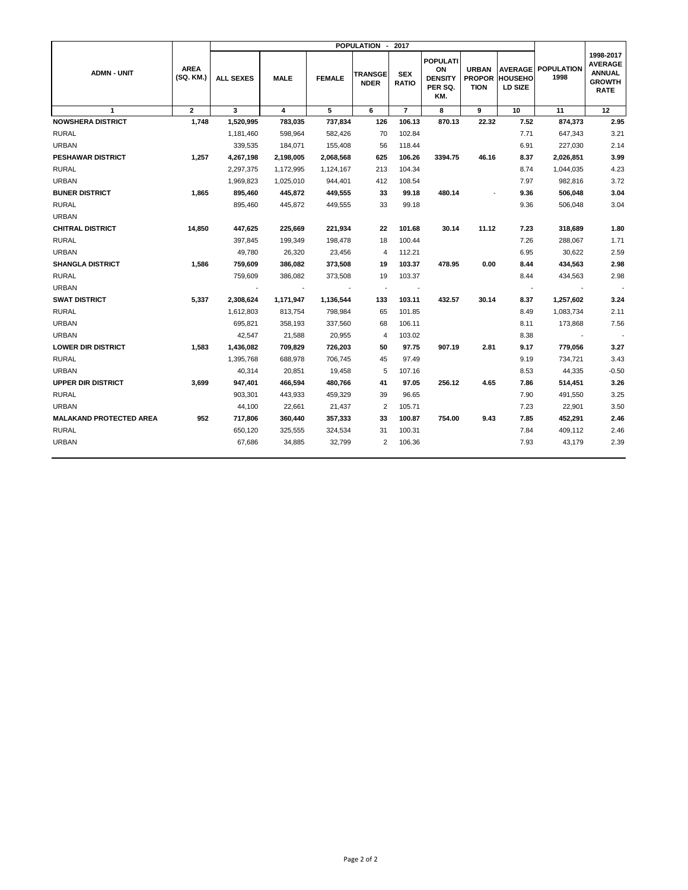| ADMN - UNIT | AREA (SQ. KM.) | POPULATION - 2017 | | | | | | | | POPULATION 1998 | 1998-2017 AVERAGE ANNUAL GROWTH RATE |
|---|---|---|---|---|---|---|---|---|---|---|---|
| | | ALL SEXES | MALE | FEMALE | TRANSGENDER | SEX RATIO | POPULATION DENSITY PER SQ. KM. | URBAN PROPORTION | AVERAGE HOUSEHOLD SIZE | | |
| 1 | 2 | 3 | 4 | 5 | 6 | 7 | 8 | 9 | 10 | 11 | 12 |
| **NOWSHERA DISTRICT** | **1,748** | **1,520,995** | **783,035** | **737,834** | **126** | **106.13** | **870.13** | **22.32** | **7.52** | **874,373** | **2.95** |
| RURAL | | 1,181,460 | 598,964 | 582,426 | 70 | 102.84 | | | 7.71 | 647,343 | 3.21 |
| URBAN | | 339,535 | 184,071 | 155,408 | 56 | 118.44 | | | 6.91 | 227,030 | 2.14 |
| **PESHAWAR DISTRICT** | **1,257** | **4,267,198** | **2,198,005** | **2,068,568** | **625** | **106.26** | **3394.75** | **46.16** | **8.37** | **2,026,851** | **3.99** |
| RURAL | | 2,297,375 | 1,172,995 | 1,124,167 | 213 | 104.34 | | | 8.74 | 1,044,035 | 4.23 |
| URBAN | | 1,969,823 | 1,025,010 | 944,401 | 412 | 108.54 | | | 7.97 | 982,816 | 3.72 |
| **BUNER DISTRICT** | **1,865** | **895,460** | **445,872** | **449,555** | **33** | **99.18** | **480.14** | - | **9.36** | **506,048** | **3.04** |
| RURAL | | 895,460 | 445,872 | 449,555 | 33 | 99.18 | | | 9.36 | 506,048 | 3.04 |
| URBAN | | | | | | | | | | | |
| **CHITRAL DISTRICT** | **14,850** | **447,625** | **225,669** | **221,934** | **22** | **101.68** | **30.14** | **11.12** | **7.23** | **318,689** | **1.80** |
| RURAL | | 397,845 | 199,349 | 198,478 | 18 | 100.44 | | | 7.26 | 288,067 | 1.71 |
| URBAN | | 49,780 | 26,320 | 23,456 | 4 | 112.21 | | | 6.95 | 30,622 | 2.59 |
| **SHANGLA DISTRICT** | **1,586** | **759,609** | **386,082** | **373,508** | **19** | **103.37** | **478.95** | **0.00** | **8.44** | **434,563** | **2.98** |
| RURAL | | 759,609 | 386,082 | 373,508 | 19 | 103.37 | | | 8.44 | 434,563 | 2.98 |
| URBAN | | - | - | - | - | - | | | - | - | - |
| **SWAT DISTRICT** | **5,337** | **2,308,624** | **1,171,947** | **1,136,544** | **133** | **103.11** | **432.57** | **30.14** | **8.37** | **1,257,602** | **3.24** |
| RURAL | | 1,612,803 | 813,754 | 798,984 | 65 | 101.85 | | | 8.49 | 1,083,734 | 2.11 |
| URBAN | | 695,821 | 358,193 | 337,560 | 68 | 106.11 | | | 8.11 | 173,868 | 7.56 |
| URBAN | | 42,547 | 21,588 | 20,955 | 4 | 103.02 | | | 8.38 | - | - |
| **LOWER DIR DISTRICT** | **1,583** | **1,436,082** | **709,829** | **726,203** | **50** | **97.75** | **907.19** | **2.81** | **9.17** | **779,056** | **3.27** |
| RURAL | | 1,395,768 | 688,978 | 706,745 | 45 | 97.49 | | | 9.19 | 734,721 | 3.43 |
| URBAN | | 40,314 | 20,851 | 19,458 | 5 | 107.16 | | | 8.53 | 44,335 | -0.50 |
| **UPPER DIR DISTRICT** | **3,699** | **947,401** | **466,594** | **480,766** | **41** | **97.05** | **256.12** | **4.65** | **7.86** | **514,451** | **3.26** |
| RURAL | | 903,301 | 443,933 | 459,329 | 39 | 96.65 | | | 7.90 | 491,550 | 3.25 |
| URBAN | | 44,100 | 22,661 | 21,437 | 2 | 105.71 | | | 7.23 | 22,901 | 3.50 |
| **MALAKAND PROTECTED AREA** | **952** | **717,806** | **360,440** | **357,333** | **33** | **100.87** | **754.00** | **9.43** | **7.85** | **452,291** | **2.46** |
| RURAL | | 650,120 | 325,555 | 324,534 | 31 | 100.31 | | | 7.84 | 409,112 | 2.46 |
| URBAN | | 67,686 | 34,885 | 32,799 | 2 | 106.36 | | | 7.93 | 43,179 | 2.39 |